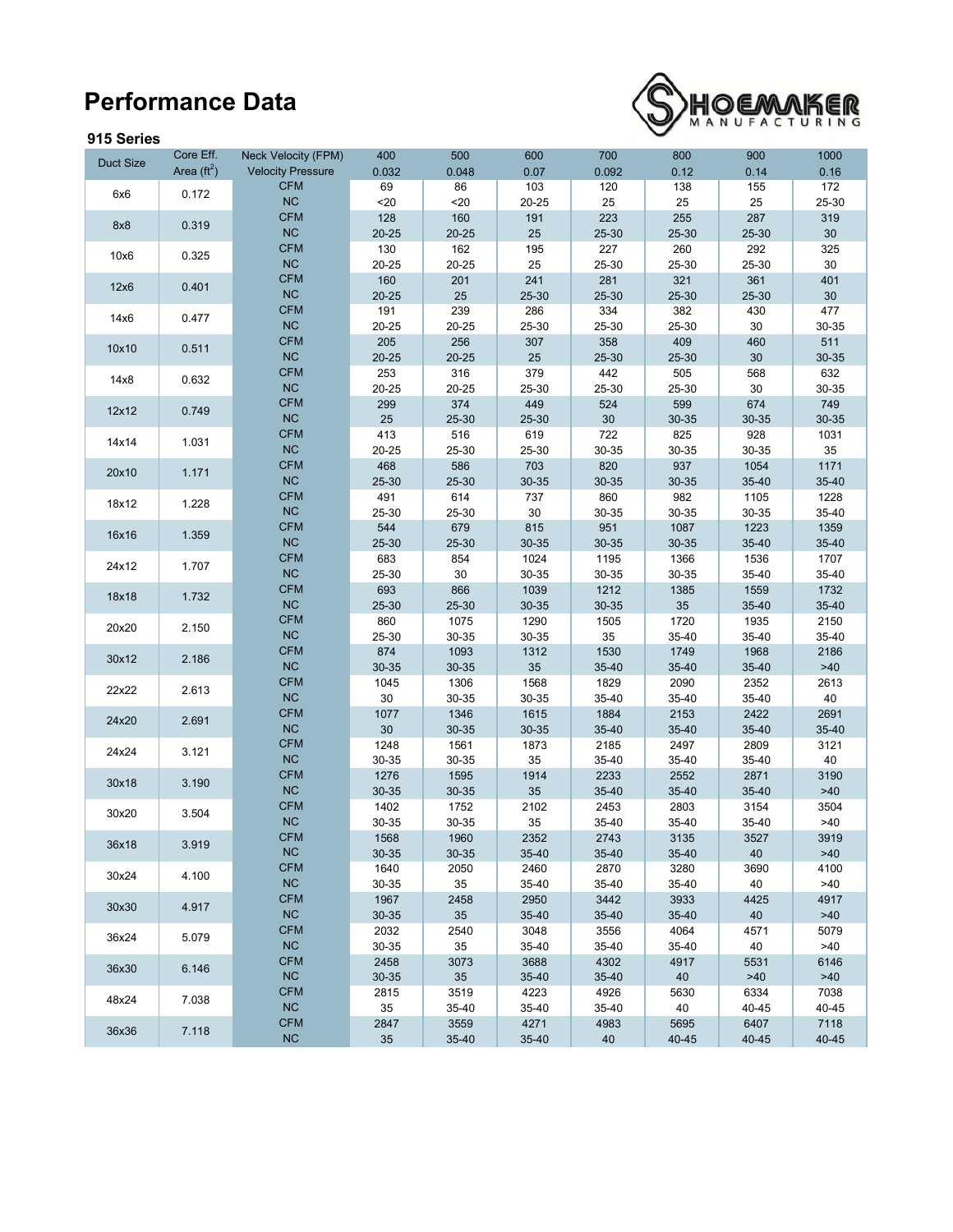# Performance Data

### 915 Series

| Duct Size | Core Eff. Area ($ft^2$) | Neck Velocity (FPM) / Velocity Pressure | 400 / 0.032 | 500 / 0.048 | 600 / 0.07 | 700 / 0.092 | 800 / 0.12 | 900 / 0.14 | 1000 / 0.16 |
|---|---|---|---|---|---|---|---|---|---|
| 6x6 | 0.172 | CFM | 69 | 86 | 103 | 120 | 138 | 155 | 172 |
| | | NC | <20 | <20 | 20-25 | 25 | 25 | 25 | 25-30 |
| 8x8 | 0.319 | CFM | 128 | 160 | 191 | 223 | 255 | 287 | 319 |
| | | NC | 20-25 | 20-25 | 25 | 25-30 | 25-30 | 25-30 | 30 |
| 10x6 | 0.325 | CFM | 130 | 162 | 195 | 227 | 260 | 292 | 325 |
| | | NC | 20-25 | 20-25 | 25 | 25-30 | 25-30 | 25-30 | 30 |
| 12x6 | 0.401 | CFM | 160 | 201 | 241 | 281 | 321 | 361 | 401 |
| | | NC | 20-25 | 25 | 25-30 | 25-30 | 25-30 | 25-30 | 30 |
| 14x6 | 0.477 | CFM | 191 | 239 | 286 | 334 | 382 | 430 | 477 |
| | | NC | 20-25 | 20-25 | 25-30 | 25-30 | 25-30 | 30 | 30-35 |
| 10x10 | 0.511 | CFM | 205 | 256 | 307 | 358 | 409 | 460 | 511 |
| | | NC | 20-25 | 20-25 | 25 | 25-30 | 25-30 | 30 | 30-35 |
| 14x8 | 0.632 | CFM | 253 | 316 | 379 | 442 | 505 | 568 | 632 |
| | | NC | 20-25 | 20-25 | 25-30 | 25-30 | 25-30 | 30 | 30-35 |
| 12x12 | 0.749 | CFM | 299 | 374 | 449 | 524 | 599 | 674 | 749 |
| | | NC | 25 | 25-30 | 25-30 | 30 | 30-35 | 30-35 | 30-35 |
| 14x14 | 1.031 | CFM | 413 | 516 | 619 | 722 | 825 | 928 | 1031 |
| | | NC | 20-25 | 25-30 | 25-30 | 30-35 | 30-35 | 30-35 | 35 |
| 20x10 | 1.171 | CFM | 468 | 586 | 703 | 820 | 937 | 1054 | 1171 |
| | | NC | 25-30 | 25-30 | 30-35 | 30-35 | 30-35 | 35-40 | 35-40 |
| 18x12 | 1.228 | CFM | 491 | 614 | 737 | 860 | 982 | 1105 | 1228 |
| | | NC | 25-30 | 25-30 | 30 | 30-35 | 30-35 | 30-35 | 35-40 |
| 16x16 | 1.359 | CFM | 544 | 679 | 815 | 951 | 1087 | 1223 | 1359 |
| | | NC | 25-30 | 25-30 | 30-35 | 30-35 | 30-35 | 35-40 | 35-40 |
| 24x12 | 1.707 | CFM | 683 | 854 | 1024 | 1195 | 1366 | 1536 | 1707 |
| | | NC | 25-30 | 30 | 30-35 | 30-35 | 30-35 | 35-40 | 35-40 |
| 18x18 | 1.732 | CFM | 693 | 866 | 1039 | 1212 | 1385 | 1559 | 1732 |
| | | NC | 25-30 | 25-30 | 30-35 | 30-35 | 35 | 35-40 | 35-40 |
| 20x20 | 2.150 | CFM | 860 | 1075 | 1290 | 1505 | 1720 | 1935 | 2150 |
| | | NC | 25-30 | 30-35 | 30-35 | 35 | 35-40 | 35-40 | 35-40 |
| 30x12 | 2.186 | CFM | 874 | 1093 | 1312 | 1530 | 1749 | 1968 | 2186 |
| | | NC | 30-35 | 30-35 | 35 | 35-40 | 35-40 | 35-40 | >40 |
| 22x22 | 2.613 | CFM | 1045 | 1306 | 1568 | 1829 | 2090 | 2352 | 2613 |
| | | NC | 30 | 30-35 | 30-35 | 35-40 | 35-40 | 35-40 | 40 |
| 24x20 | 2.691 | CFM | 1077 | 1346 | 1615 | 1884 | 2153 | 2422 | 2691 |
| | | NC | 30 | 30-35 | 30-35 | 35-40 | 35-40 | 35-40 | 35-40 |
| 24x24 | 3.121 | CFM | 1248 | 1561 | 1873 | 2185 | 2497 | 2809 | 3121 |
| | | NC | 30-35 | 30-35 | 35 | 35-40 | 35-40 | 35-40 | 40 |
| 30x18 | 3.190 | CFM | 1276 | 1595 | 1914 | 2233 | 2552 | 2871 | 3190 |
| | | NC | 30-35 | 30-35 | 35 | 35-40 | 35-40 | 35-40 | >40 |
| 30x20 | 3.504 | CFM | 1402 | 1752 | 2102 | 2453 | 2803 | 3154 | 3504 |
| | | NC | 30-35 | 30-35 | 35 | 35-40 | 35-40 | 35-40 | >40 |
| 36x18 | 3.919 | CFM | 1568 | 1960 | 2352 | 2743 | 3135 | 3527 | 3919 |
| | | NC | 30-35 | 30-35 | 35-40 | 35-40 | 35-40 | 40 | >40 |
| 30x24 | 4.100 | CFM | 1640 | 2050 | 2460 | 2870 | 3280 | 3690 | 4100 |
| | | NC | 30-35 | 35 | 35-40 | 35-40 | 35-40 | 40 | >40 |
| 30x30 | 4.917 | CFM | 1967 | 2458 | 2950 | 3442 | 3933 | 4425 | 4917 |
| | | NC | 30-35 | 35 | 35-40 | 35-40 | 35-40 | 40 | >40 |
| 36x24 | 5.079 | CFM | 2032 | 2540 | 3048 | 3556 | 4064 | 4571 | 5079 |
| | | NC | 30-35 | 35 | 35-40 | 35-40 | 35-40 | 40 | >40 |
| 36x30 | 6.146 | CFM | 2458 | 3073 | 3688 | 4302 | 4917 | 5531 | 6146 |
| | | NC | 30-35 | 35 | 35-40 | 35-40 | 40 | >40 | >40 |
| 48x24 | 7.038 | CFM | 2815 | 3519 | 4223 | 4926 | 5630 | 6334 | 7038 |
| | | NC | 35 | 35-40 | 35-40 | 35-40 | 40 | 40-45 | 40-45 |
| 36x36 | 7.118 | CFM | 2847 | 3559 | 4271 | 4983 | 5695 | 6407 | 7118 |
| | | NC | 35 | 35-40 | 35-40 | 40 | 40-45 | 40-45 | 40-45 |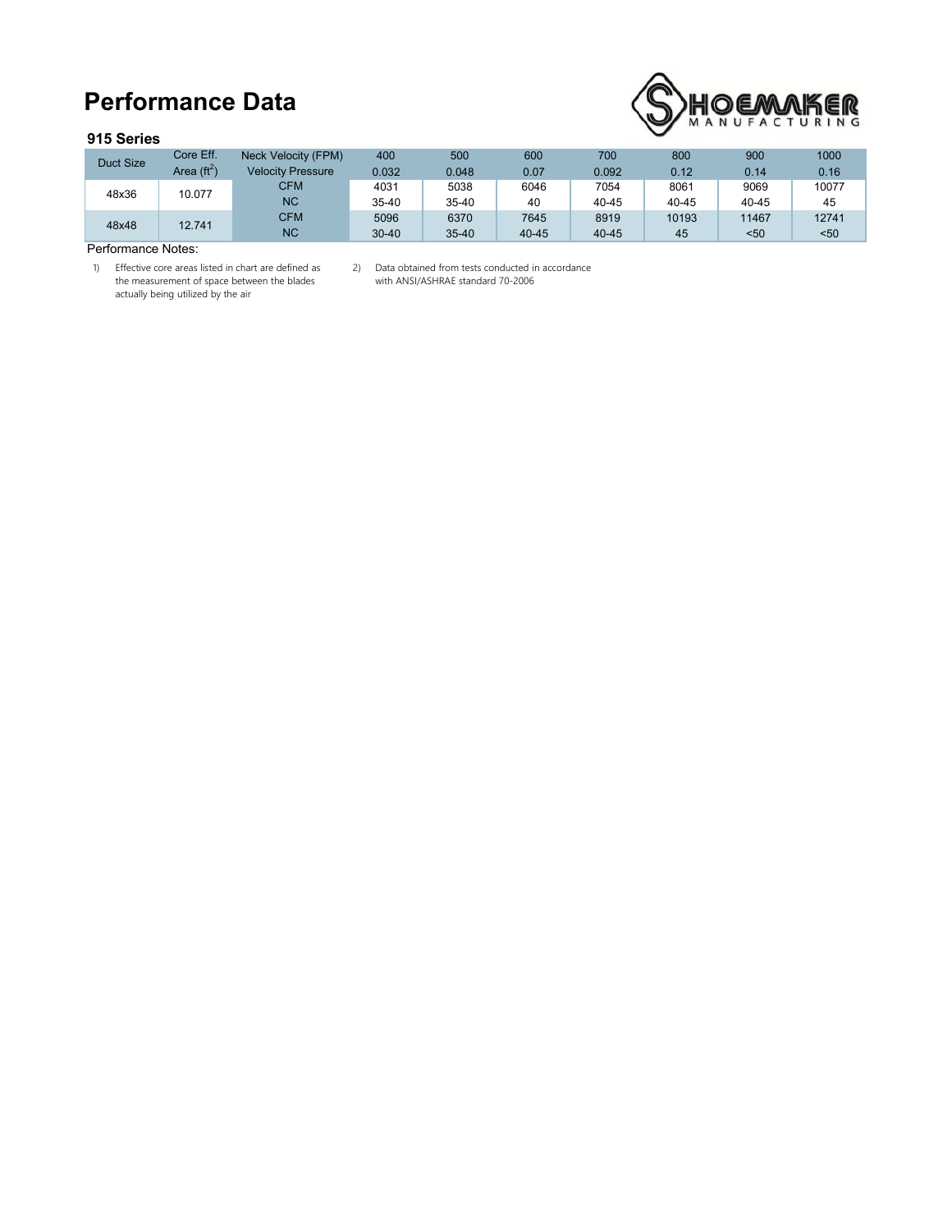# Performance Data

### 915 Series

| Duct Size | Core Eff. Area ($ft^2$) | Neck Velocity (FPM) / Velocity Pressure | 400 / 0.032 | 500 / 0.048 | 600 / 0.07 | 700 / 0.092 | 800 / 0.12 | 900 / 0.14 | 1000 / 0.16 |
|---|---|---|---|---|---|---|---|---|---|
| 48x36 | 10.077 | CFM | 4031 | 5038 | 6046 | 7054 | 8061 | 9069 | 10077 |
| | | NC | 35-40 | 35-40 | 40 | 40-45 | 40-45 | 40-45 | 45 |
| 48x48 | 12.741 | CFM | 5096 | 6370 | 7645 | 8919 | 10193 | 11467 | 12741 |
| | | NC | 30-40 | 35-40 | 40-45 | 40-45 | 45 | <50 | <50 |

Performance Notes:

1) Effective core areas listed in chart are defined as the measurement of space between the blades actually being utilized by the air

2) Data obtained from tests conducted in accordance with ANSI/ASHRAE standard 70-2006